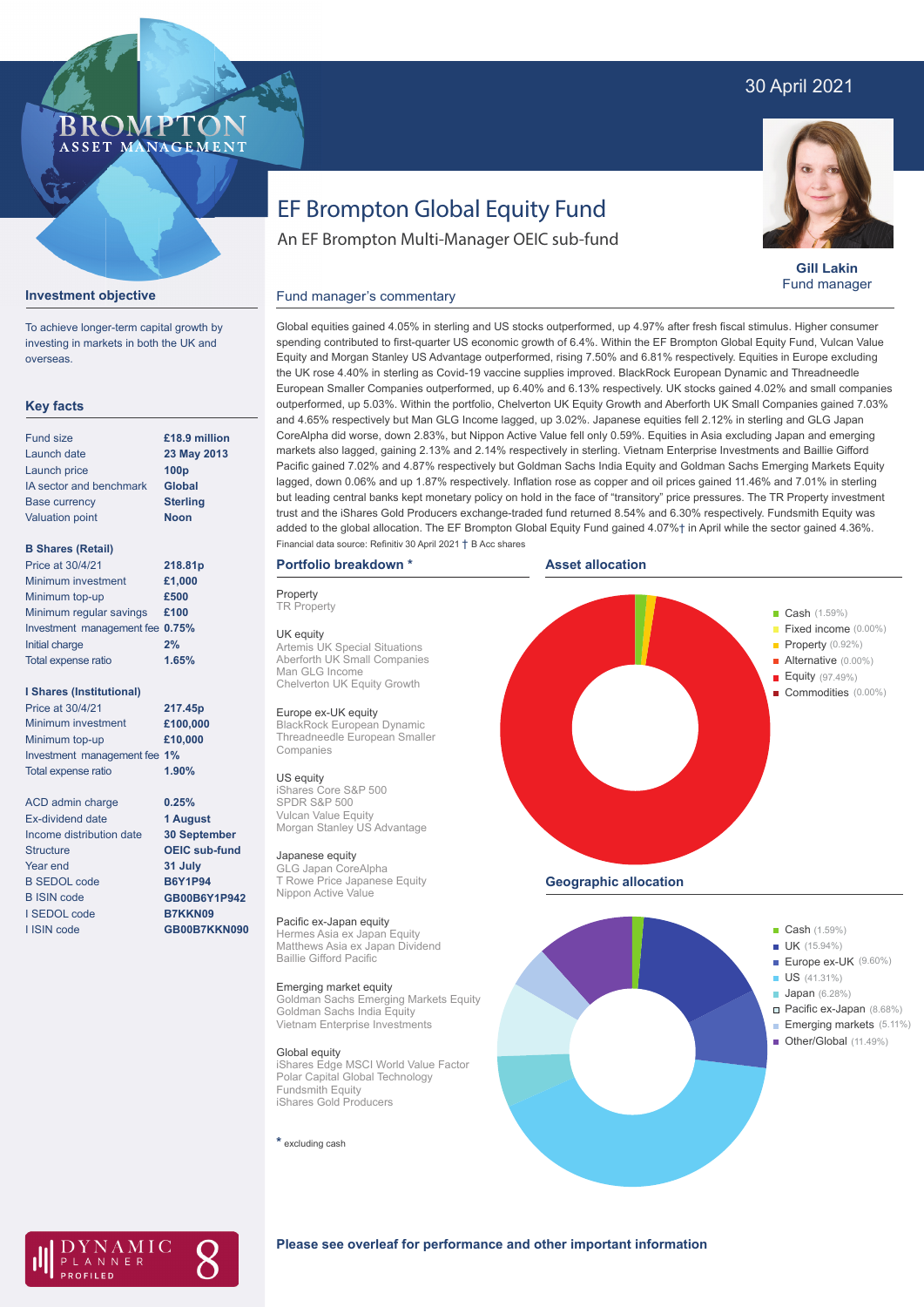30 April 2021

# EF Brompton Global Equity Fund

An EF Brompton Multi-Manager OEIC sub-fund

**Gill Lakin**
Fund manager

## Investment objective

To achieve longer-term capital growth by investing in markets in both the UK and overseas.

## Key facts

| | |
|---|---|
| Fund size | **£18.9 million** |
| Launch date | **23 May 2013** |
| Launch price | **100p** |
| IA sector and benchmark | **Global** |
| Base currency | **Sterling** |
| Valuation point | **Noon** |

**B Shares (Retail)**

| | |
|---|---|
| Price at 30/4/21 | **218.81p** |
| Minimum investment | **£1,000** |
| Minimum top-up | **£500** |
| Minimum regular savings | **£100** |
| Investment management fee | **0.75%** |
| Initial charge | **2%** |
| Total expense ratio | **1.65%** |

**I Shares (Institutional)**

| | |
|---|---|
| Price at 30/4/21 | **217.45p** |
| Minimum investment | **£100,000** |
| Minimum top-up | **£10,000** |
| Investment management fee | **1%** |
| Total expense ratio | **1.90%** |

| | |
|---|---|
| ACD admin charge | **0.25%** |
| Ex-dividend date | **1 August** |
| Income distribution date | **30 September** |
| Structure | **OEIC sub-fund** |
| Year end | **31 July** |
| B SEDOL code | **B6Y1P94** |
| B ISIN code | **GB00B6Y1P942** |
| I SEDOL code | **B7KKN09** |
| I ISIN code | **GB00B7KKN090** |

## Fund manager's commentary

Global equities gained 4.05% in sterling and US stocks outperformed, up 4.97% after fresh fiscal stimulus. Higher consumer spending contributed to first-quarter US economic growth of 6.4%. Within the EF Brompton Global Equity Fund, Vulcan Value Equity and Morgan Stanley US Advantage outperformed, rising 7.50% and 6.81% respectively. Equities in Europe excluding the UK rose 4.40% in sterling as Covid-19 vaccine supplies improved. BlackRock European Dynamic and Threadneedle European Smaller Companies outperformed, up 6.40% and 6.13% respectively. UK stocks gained 4.02% and small companies outperformed, up 5.03%. Within the portfolio, Chelverton UK Equity Growth and Aberforth UK Small Companies gained 7.03% and 4.65% respectively but Man GLG Income lagged, up 3.02%. Japanese equities fell 2.12% in sterling and GLG Japan CoreAlpha did worse, down 2.83%, but Nippon Active Value fell only 0.59%. Equities in Asia excluding Japan and emerging markets also lagged, gaining 2.13% and 2.14% respectively in sterling. Vietnam Enterprise Investments and Baillie Gifford Pacific gained 7.02% and 4.87% respectively but Goldman Sachs India Equity and Goldman Sachs Emerging Markets Equity lagged, down 0.06% and up 1.87% respectively. Inflation rose as copper and oil prices gained 11.46% and 7.01% in sterling but leading central banks kept monetary policy on hold in the face of "transitory" price pressures. The TR Property investment trust and the iShares Gold Producers exchange-traded fund returned 8.54% and 6.30% respectively. Fundsmith Equity was added to the global allocation. The EF Brompton Global Equity Fund gained 4.07%† in April while the sector gained 4.36%.

Financial data source: Refinitiv 30 April 2021 † B Acc shares

## Portfolio breakdown *

**Property**
TR Property

**UK equity**
Artemis UK Special Situations
Aberforth UK Small Companies
Man GLG Income
Chelverton UK Equity Growth

**Europe ex-UK equity**
BlackRock European Dynamic
Threadneedle European Smaller Companies

**US equity**
iShares Core S&P 500
SPDR S&P 500
Vulcan Value Equity
Morgan Stanley US Advantage

**Japanese equity**
GLG Japan CoreAlpha
T Rowe Price Japanese Equity
Nippon Active Value

**Pacific ex-Japan equity**
Hermes Asia ex Japan Equity
Matthews Asia ex Japan Dividend
Baillie Gifford Pacific

**Emerging market equity**
Goldman Sachs Emerging Markets Equity
Goldman Sachs India Equity
Vietnam Enterprise Investments

**Global equity**
iShares Edge MSCI World Value Factor
Polar Capital Global Technology
Fundsmith Equity
iShares Gold Producers

\* excluding cash

## Asset allocation

- Cash (1.59%)
- Fixed income (0.00%)
- Property (0.92%)
- Alternative (0.00%)
- Equity (97.49%)
- Commodities (0.00%)

## Geographic allocation

- Cash (1.59%)
- UK (15.94%)
- Europe ex-UK (9.60%)
- US (41.31%)
- Japan (6.28%)
- Pacific ex-Japan (8.68%)
- Emerging markets (5.11%)
- Other/Global (11.49%)

**Please see overleaf for performance and other important information**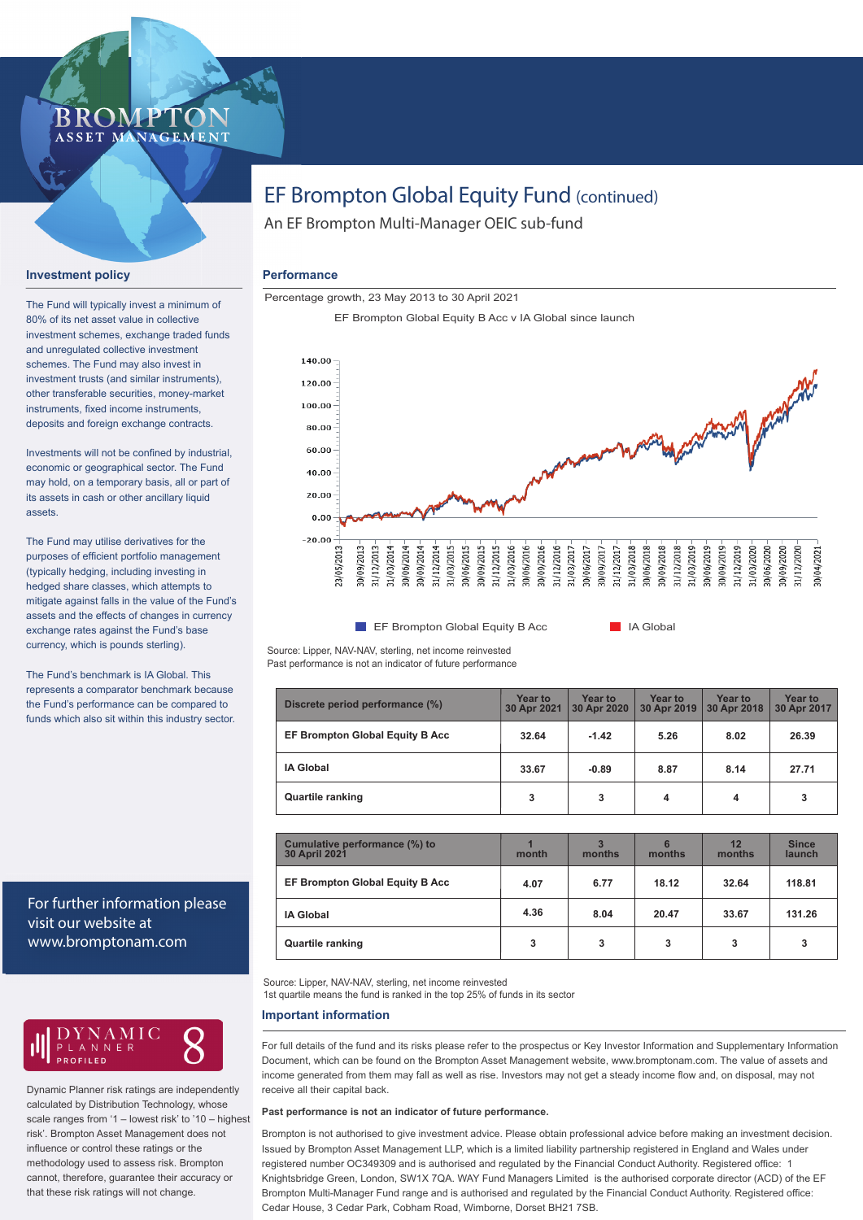BROMPTON
ASSET MANAGEMENT

# EF Brompton Global Equity Fund (continued)

An EF Brompton Multi-Manager OEIC sub-fund

## Investment policy

The Fund will typically invest a minimum of 80% of its net asset value in collective investment schemes, exchange traded funds and unregulated collective investment schemes. The Fund may also invest in investment trusts (and similar instruments), other transferable securities, money-market instruments, fixed income instruments, deposits and foreign exchange contracts.

Investments will not be confined by industrial, economic or geographical sector. The Fund may hold, on a temporary basis, all or part of its assets in cash or other ancillary liquid assets.

The Fund may utilise derivatives for the purposes of efficient portfolio management (typically hedging, including investing in hedged share classes, which attempts to mitigate against falls in the value of the Fund's assets and the effects of changes in currency exchange rates against the Fund's base currency, which is pounds sterling).

The Fund's benchmark is IA Global. This represents a comparator benchmark because the Fund's performance can be compared to funds which also sit within this industry sector.

For further information please visit our website at www.bromptonam.com

DYNAMIC PLANNER PROFILED 8

Dynamic Planner risk ratings are independently calculated by Distribution Technology, whose scale ranges from '1 – lowest risk' to '10 – highest risk'. Brompton Asset Management does not influence or control these ratings or the methodology used to assess risk. Brompton cannot, therefore, guarantee their accuracy or that these risk ratings will not change.

## Performance

Percentage growth, 23 May 2013 to 30 April 2021

EF Brompton Global Equity B Acc v IA Global since launch

140.00
120.00
100.00
80.00
60.00
40.00
20.00
0.00
-20.00

23/05/2013 30/09/2013 31/12/2013 31/03/2014 30/06/2014 30/09/2014 31/12/2014 31/03/2015 30/06/2015 30/09/2015 31/12/2015 31/03/2016 30/06/2016 30/09/2016 31/12/2016 31/03/2017 30/06/2017 30/09/2017 31/12/2017 31/03/2018 30/06/2018 30/09/2018 31/12/2018 31/03/2019 30/06/2019 30/09/2019 31/12/2019 31/03/2020 30/06/2020 30/09/2020 31/12/2020 30/04/2021

EF Brompton Global Equity B Acc    IA Global

Source: Lipper, NAV-NAV, sterling, net income reinvested
Past performance is not an indicator of future performance

| Discrete period performance (%) | Year to 30 Apr 2021 | Year to 30 Apr 2020 | Year to 30 Apr 2019 | Year to 30 Apr 2018 | Year to 30 Apr 2017 |
|---|---|---|---|---|---|
| EF Brompton Global Equity B Acc | 32.64 | -1.42 | 5.26 | 8.02 | 26.39 |
| IA Global | 33.67 | -0.89 | 8.87 | 8.14 | 27.71 |
| Quartile ranking | 3 | 3 | 4 | 4 | 3 |

| Cumulative performance (%) to 30 April 2021 | 1 month | 3 months | 6 months | 12 months | Since launch |
|---|---|---|---|---|---|
| EF Brompton Global Equity B Acc | 4.07 | 6.77 | 18.12 | 32.64 | 118.81 |
| IA Global | 4.36 | 8.04 | 20.47 | 33.67 | 131.26 |
| Quartile ranking | 3 | 3 | 3 | 3 | 3 |

Source: Lipper, NAV-NAV, sterling, net income reinvested
1st quartile means the fund is ranked in the top 25% of funds in its sector

## Important information

For full details of the fund and its risks please refer to the prospectus or Key Investor Information and Supplementary Information Document, which can be found on the Brompton Asset Management website, www.bromptonam.com. The value of assets and income generated from them may fall as well as rise. Investors may not get a steady income flow and, on disposal, may not receive all their capital back.

**Past performance is not an indicator of future performance.**

Brompton is not authorised to give investment advice. Please obtain professional advice before making an investment decision. Issued by Brompton Asset Management LLP, which is a limited liability partnership registered in England and Wales under registered number OC349309 and is authorised and regulated by the Financial Conduct Authority. Registered office: 1 Knightsbridge Green, London, SW1X 7QA. WAY Fund Managers Limited is the authorised corporate director (ACD) of the EF Brompton Multi-Manager Fund range and is authorised and regulated by the Financial Conduct Authority. Registered office: Cedar House, 3 Cedar Park, Cobham Road, Wimborne, Dorset BH21 7SB.